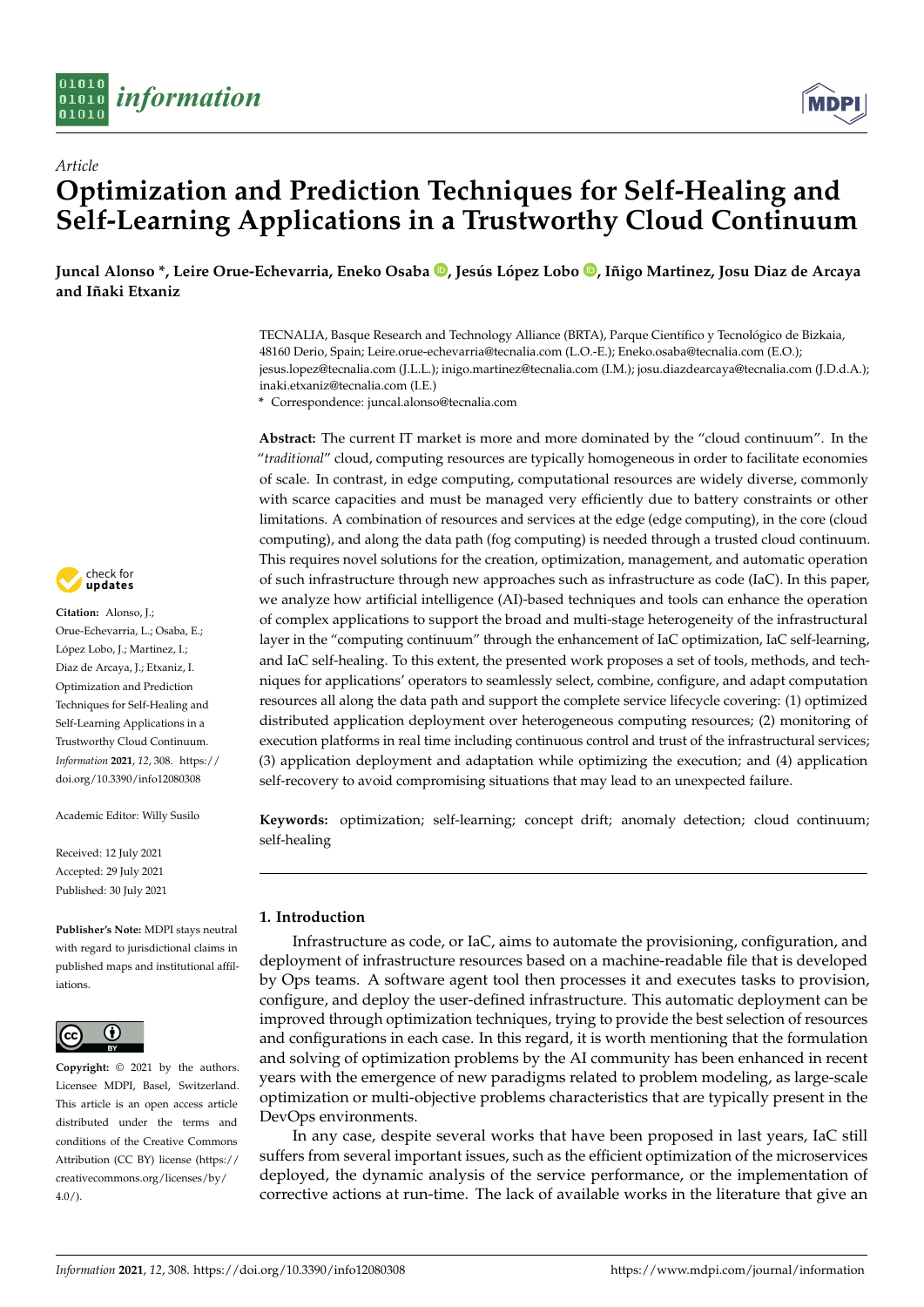*Article*

# Optimization and Prediction Techniques for Self-Healing and Self-Learning Applications in a Trustworthy Cloud Continuum

**Juncal Alonso \*, Leire Orue-Echevarria, Eneko Osaba, Jesús López Lobo, Iñigo Martinez, Josu Diaz de Arcaya and Iñaki Etxaniz**

TECNALIA, Basque Research and Technology Alliance (BRTA), Parque Científico y Tecnológico de Bizkaia, 48160 Derio, Spain; Leire.orue-echevarria@tecnalia.com (L.O.-E.); Eneko.osaba@tecnalia.com (E.O.); jesus.lopez@tecnalia.com (J.L.L.); inigo.martinez@tecnalia.com (I.M.); josu.diazdearcaya@tecnalia.com (J.D.d.A.); inaki.etxaniz@tecnalia.com (I.E.)

\* Correspondence: juncal.alonso@tecnalia.com

**Citation:** Alonso, J.; Orue-Echevarria, L.; Osaba, E.; López Lobo, J.; Martinez, I.; Diaz de Arcaya, J.; Etxaniz, I. Optimization and Prediction Techniques for Self-Healing and Self-Learning Applications in a Trustworthy Cloud Continuum. *Information* **2021**, *12*, 308. https://doi.org/10.3390/info12080308

Academic Editor: Willy Susilo

Received: 12 July 2021
Accepted: 29 July 2021
Published: 30 July 2021

**Publisher's Note:** MDPI stays neutral with regard to jurisdictional claims in published maps and institutional affiliations.

**Copyright:** © 2021 by the authors. Licensee MDPI, Basel, Switzerland. This article is an open access article distributed under the terms and conditions of the Creative Commons Attribution (CC BY) license (https://creativecommons.org/licenses/by/4.0/).

**Abstract:** The current IT market is more and more dominated by the "cloud continuum". In the "*traditional*" cloud, computing resources are typically homogeneous in order to facilitate economies of scale. In contrast, in edge computing, computational resources are widely diverse, commonly with scarce capacities and must be managed very efficiently due to battery constraints or other limitations. A combination of resources and services at the edge (edge computing), in the core (cloud computing), and along the data path (fog computing) is needed through a trusted cloud continuum. This requires novel solutions for the creation, optimization, management, and automatic operation of such infrastructure through new approaches such as infrastructure as code (IaC). In this paper, we analyze how artificial intelligence (AI)-based techniques and tools can enhance the operation of complex applications to support the broad and multi-stage heterogeneity of the infrastructural layer in the "computing continuum" through the enhancement of IaC optimization, IaC self-learning, and IaC self-healing. To this extent, the presented work proposes a set of tools, methods, and techniques for applications' operators to seamlessly select, combine, configure, and adapt computation resources all along the data path and support the complete service lifecycle covering: (1) optimized distributed application deployment over heterogeneous computing resources; (2) monitoring of execution platforms in real time including continuous control and trust of the infrastructural services; (3) application deployment and adaptation while optimizing the execution; and (4) application self-recovery to avoid compromising situations that may lead to an unexpected failure.

**Keywords:** optimization; self-learning; concept drift; anomaly detection; cloud continuum; self-healing

## 1. Introduction

Infrastructure as code, or IaC, aims to automate the provisioning, configuration, and deployment of infrastructure resources based on a machine-readable file that is developed by Ops teams. A software agent tool then processes it and executes tasks to provision, configure, and deploy the user-defined infrastructure. This automatic deployment can be improved through optimization techniques, trying to provide the best selection of resources and configurations in each case. In this regard, it is worth mentioning that the formulation and solving of optimization problems by the AI community has been enhanced in recent years with the emergence of new paradigms related to problem modeling, as large-scale optimization or multi-objective problems characteristics that are typically present in the DevOps environments.

In any case, despite several works that have been proposed in last years, IaC still suffers from several important issues, such as the efficient optimization of the microservices deployed, the dynamic analysis of the service performance, or the implementation of corrective actions at run-time. The lack of available works in the literature that give an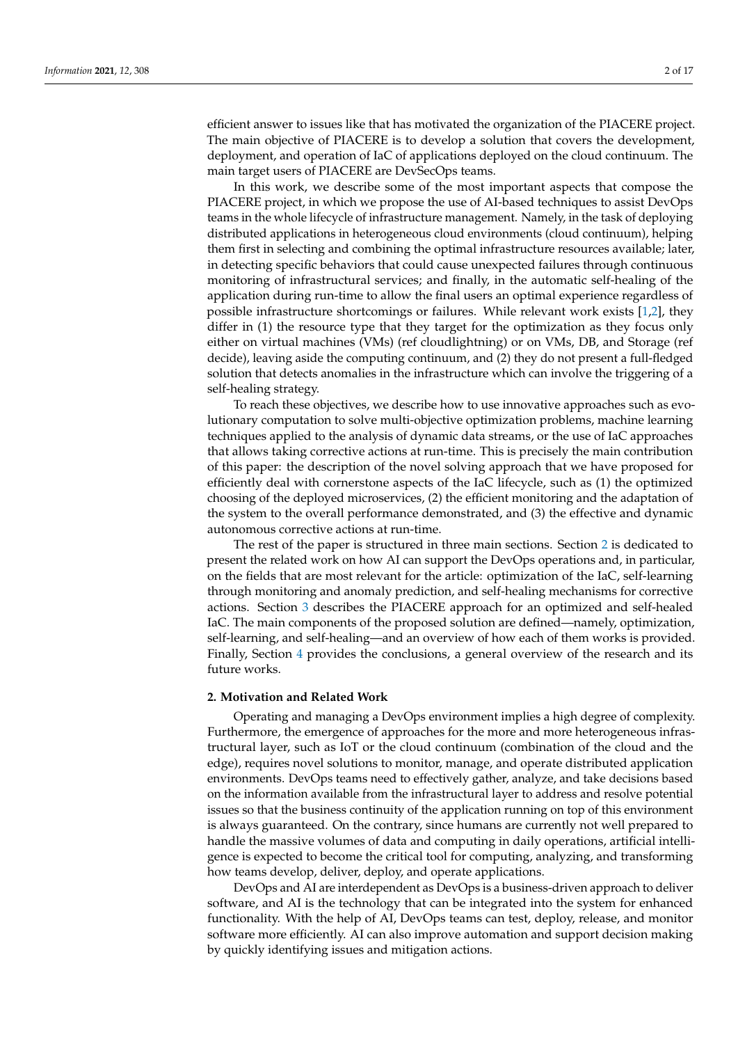efficient answer to issues like that has motivated the organization of the PIACERE project. The main objective of PIACERE is to develop a solution that covers the development, deployment, and operation of IaC of applications deployed on the cloud continuum. The main target users of PIACERE are DevSecOps teams.

In this work, we describe some of the most important aspects that compose the PIACERE project, in which we propose the use of AI-based techniques to assist DevOps teams in the whole lifecycle of infrastructure management. Namely, in the task of deploying distributed applications in heterogeneous cloud environments (cloud continuum), helping them first in selecting and combining the optimal infrastructure resources available; later, in detecting specific behaviors that could cause unexpected failures through continuous monitoring of infrastructural services; and finally, in the automatic self-healing of the application during run-time to allow the final users an optimal experience regardless of possible infrastructure shortcomings or failures. While relevant work exists [1,2], they differ in (1) the resource type that they target for the optimization as they focus only either on virtual machines (VMs) (ref cloudlightning) or on VMs, DB, and Storage (ref decide), leaving aside the computing continuum, and (2) they do not present a full-fledged solution that detects anomalies in the infrastructure which can involve the triggering of a self-healing strategy.

To reach these objectives, we describe how to use innovative approaches such as evolutionary computation to solve multi-objective optimization problems, machine learning techniques applied to the analysis of dynamic data streams, or the use of IaC approaches that allows taking corrective actions at run-time. This is precisely the main contribution of this paper: the description of the novel solving approach that we have proposed for efficiently deal with cornerstone aspects of the IaC lifecycle, such as (1) the optimized choosing of the deployed microservices, (2) the efficient monitoring and the adaptation of the system to the overall performance demonstrated, and (3) the effective and dynamic autonomous corrective actions at run-time.

The rest of the paper is structured in three main sections. Section 2 is dedicated to present the related work on how AI can support the DevOps operations and, in particular, on the fields that are most relevant for the article: optimization of the IaC, self-learning through monitoring and anomaly prediction, and self-healing mechanisms for corrective actions. Section 3 describes the PIACERE approach for an optimized and self-healed IaC. The main components of the proposed solution are defined—namely, optimization, self-learning, and self-healing—and an overview of how each of them works is provided. Finally, Section 4 provides the conclusions, a general overview of the research and its future works.

## 2. Motivation and Related Work

Operating and managing a DevOps environment implies a high degree of complexity. Furthermore, the emergence of approaches for the more and more heterogeneous infrastructural layer, such as IoT or the cloud continuum (combination of the cloud and the edge), requires novel solutions to monitor, manage, and operate distributed application environments. DevOps teams need to effectively gather, analyze, and take decisions based on the information available from the infrastructural layer to address and resolve potential issues so that the business continuity of the application running on top of this environment is always guaranteed. On the contrary, since humans are currently not well prepared to handle the massive volumes of data and computing in daily operations, artificial intelligence is expected to become the critical tool for computing, analyzing, and transforming how teams develop, deliver, deploy, and operate applications.

DevOps and AI are interdependent as DevOps is a business-driven approach to deliver software, and AI is the technology that can be integrated into the system for enhanced functionality. With the help of AI, DevOps teams can test, deploy, release, and monitor software more efficiently. AI can also improve automation and support decision making by quickly identifying issues and mitigation actions.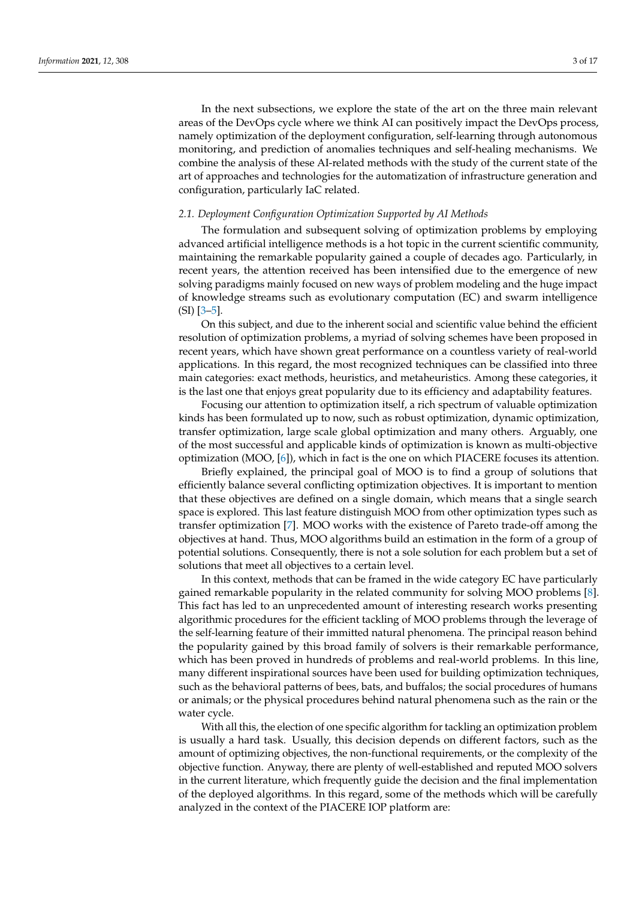In the next subsections, we explore the state of the art on the three main relevant areas of the DevOps cycle where we think AI can positively impact the DevOps process, namely optimization of the deployment configuration, self-learning through autonomous monitoring, and prediction of anomalies techniques and self-healing mechanisms. We combine the analysis of these AI-related methods with the study of the current state of the art of approaches and technologies for the automatization of infrastructure generation and configuration, particularly IaC related.

### *2.1. Deployment Configuration Optimization Supported by AI Methods*

The formulation and subsequent solving of optimization problems by employing advanced artificial intelligence methods is a hot topic in the current scientific community, maintaining the remarkable popularity gained a couple of decades ago. Particularly, in recent years, the attention received has been intensified due to the emergence of new solving paradigms mainly focused on new ways of problem modeling and the huge impact of knowledge streams such as evolutionary computation (EC) and swarm intelligence (SI) [3–5].

On this subject, and due to the inherent social and scientific value behind the efficient resolution of optimization problems, a myriad of solving schemes have been proposed in recent years, which have shown great performance on a countless variety of real-world applications. In this regard, the most recognized techniques can be classified into three main categories: exact methods, heuristics, and metaheuristics. Among these categories, it is the last one that enjoys great popularity due to its efficiency and adaptability features.

Focusing our attention to optimization itself, a rich spectrum of valuable optimization kinds has been formulated up to now, such as robust optimization, dynamic optimization, transfer optimization, large scale global optimization and many others. Arguably, one of the most successful and applicable kinds of optimization is known as multi-objective optimization (MOO, [6]), which in fact is the one on which PIACERE focuses its attention.

Briefly explained, the principal goal of MOO is to find a group of solutions that efficiently balance several conflicting optimization objectives. It is important to mention that these objectives are defined on a single domain, which means that a single search space is explored. This last feature distinguish MOO from other optimization types such as transfer optimization [7]. MOO works with the existence of Pareto trade-off among the objectives at hand. Thus, MOO algorithms build an estimation in the form of a group of potential solutions. Consequently, there is not a sole solution for each problem but a set of solutions that meet all objectives to a certain level.

In this context, methods that can be framed in the wide category EC have particularly gained remarkable popularity in the related community for solving MOO problems [8]. This fact has led to an unprecedented amount of interesting research works presenting algorithmic procedures for the efficient tackling of MOO problems through the leverage of the self-learning feature of their immitted natural phenomena. The principal reason behind the popularity gained by this broad family of solvers is their remarkable performance, which has been proved in hundreds of problems and real-world problems. In this line, many different inspirational sources have been used for building optimization techniques, such as the behavioral patterns of bees, bats, and buffalos; the social procedures of humans or animals; or the physical procedures behind natural phenomena such as the rain or the water cycle.

With all this, the election of one specific algorithm for tackling an optimization problem is usually a hard task. Usually, this decision depends on different factors, such as the amount of optimizing objectives, the non-functional requirements, or the complexity of the objective function. Anyway, there are plenty of well-established and reputed MOO solvers in the current literature, which frequently guide the decision and the final implementation of the deployed algorithms. In this regard, some of the methods which will be carefully analyzed in the context of the PIACERE IOP platform are: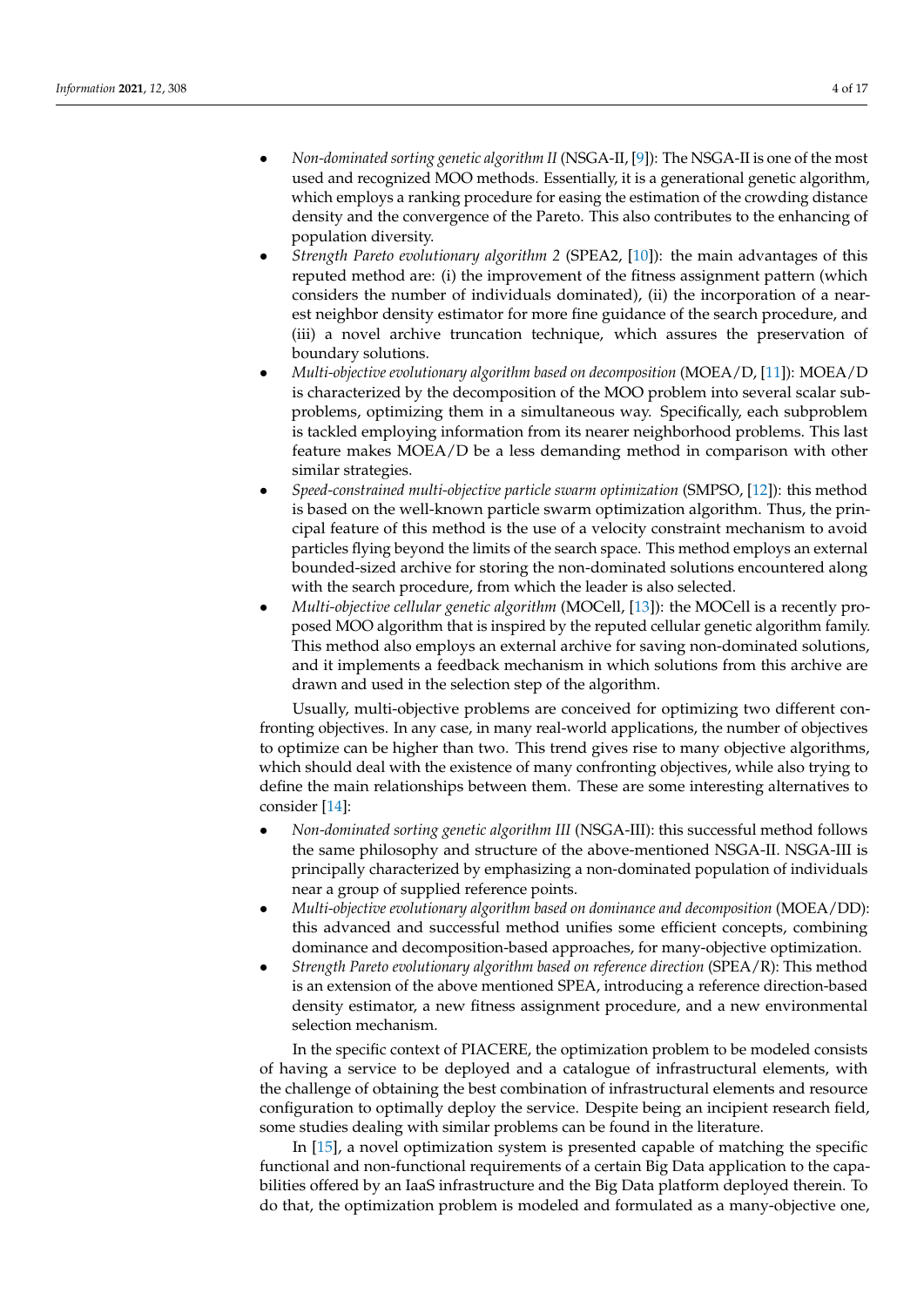- *Non-dominated sorting genetic algorithm II* (NSGA-II, [9]): The NSGA-II is one of the most used and recognized MOO methods. Essentially, it is a generational genetic algorithm, which employs a ranking procedure for easing the estimation of the crowding distance density and the convergence of the Pareto. This also contributes to the enhancing of population diversity.
- *Strength Pareto evolutionary algorithm 2* (SPEA2, [10]): the main advantages of this reputed method are: (i) the improvement of the fitness assignment pattern (which considers the number of individuals dominated), (ii) the incorporation of a nearest neighbor density estimator for more fine guidance of the search procedure, and (iii) a novel archive truncation technique, which assures the preservation of boundary solutions.
- *Multi-objective evolutionary algorithm based on decomposition* (MOEA/D, [11]): MOEA/D is characterized by the decomposition of the MOO problem into several scalar subproblems, optimizing them in a simultaneous way. Specifically, each subproblem is tackled employing information from its nearer neighborhood problems. This last feature makes MOEA/D be a less demanding method in comparison with other similar strategies.
- *Speed-constrained multi-objective particle swarm optimization* (SMPSO, [12]): this method is based on the well-known particle swarm optimization algorithm. Thus, the principal feature of this method is the use of a velocity constraint mechanism to avoid particles flying beyond the limits of the search space. This method employs an external bounded-sized archive for storing the non-dominated solutions encountered along with the search procedure, from which the leader is also selected.
- *Multi-objective cellular genetic algorithm* (MOCell, [13]): the MOCell is a recently proposed MOO algorithm that is inspired by the reputed cellular genetic algorithm family. This method also employs an external archive for saving non-dominated solutions, and it implements a feedback mechanism in which solutions from this archive are drawn and used in the selection step of the algorithm.

Usually, multi-objective problems are conceived for optimizing two different confronting objectives. In any case, in many real-world applications, the number of objectives to optimize can be higher than two. This trend gives rise to many objective algorithms, which should deal with the existence of many confronting objectives, while also trying to define the main relationships between them. These are some interesting alternatives to consider [14]:

- *Non-dominated sorting genetic algorithm III* (NSGA-III): this successful method follows the same philosophy and structure of the above-mentioned NSGA-II. NSGA-III is principally characterized by emphasizing a non-dominated population of individuals near a group of supplied reference points.
- *Multi-objective evolutionary algorithm based on dominance and decomposition* (MOEA/DD): this advanced and successful method unifies some efficient concepts, combining dominance and decomposition-based approaches, for many-objective optimization.
- *Strength Pareto evolutionary algorithm based on reference direction* (SPEA/R): This method is an extension of the above mentioned SPEA, introducing a reference direction-based density estimator, a new fitness assignment procedure, and a new environmental selection mechanism.

In the specific context of PIACERE, the optimization problem to be modeled consists of having a service to be deployed and a catalogue of infrastructural elements, with the challenge of obtaining the best combination of infrastructural elements and resource configuration to optimally deploy the service. Despite being an incipient research field, some studies dealing with similar problems can be found in the literature.

In [15], a novel optimization system is presented capable of matching the specific functional and non-functional requirements of a certain Big Data application to the capabilities offered by an IaaS infrastructure and the Big Data platform deployed therein. To do that, the optimization problem is modeled and formulated as a many-objective one,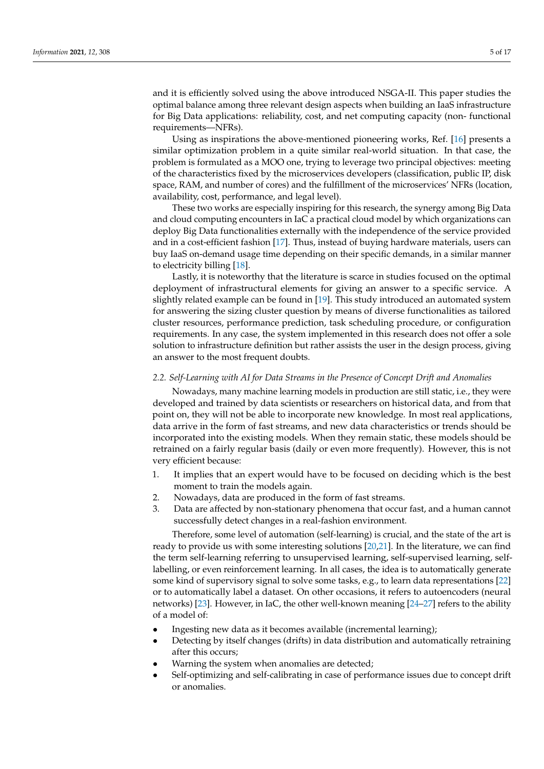and it is efficiently solved using the above introduced NSGA-II. This paper studies the optimal balance among three relevant design aspects when building an IaaS infrastructure for Big Data applications: reliability, cost, and net computing capacity (non- functional requirements—NFRs).

Using as inspirations the above-mentioned pioneering works, Ref. [16] presents a similar optimization problem in a quite similar real-world situation. In that case, the problem is formulated as a MOO one, trying to leverage two principal objectives: meeting of the characteristics fixed by the microservices developers (classification, public IP, disk space, RAM, and number of cores) and the fulfillment of the microservices' NFRs (location, availability, cost, performance, and legal level).

These two works are especially inspiring for this research, the synergy among Big Data and cloud computing encounters in IaC a practical cloud model by which organizations can deploy Big Data functionalities externally with the independence of the service provided and in a cost-efficient fashion [17]. Thus, instead of buying hardware materials, users can buy IaaS on-demand usage time depending on their specific demands, in a similar manner to electricity billing [18].

Lastly, it is noteworthy that the literature is scarce in studies focused on the optimal deployment of infrastructural elements for giving an answer to a specific service. A slightly related example can be found in [19]. This study introduced an automated system for answering the sizing cluster question by means of diverse functionalities as tailored cluster resources, performance prediction, task scheduling procedure, or configuration requirements. In any case, the system implemented in this research does not offer a sole solution to infrastructure definition but rather assists the user in the design process, giving an answer to the most frequent doubts.

### 2.2. Self-Learning with AI for Data Streams in the Presence of Concept Drift and Anomalies

Nowadays, many machine learning models in production are still static, i.e., they were developed and trained by data scientists or researchers on historical data, and from that point on, they will not be able to incorporate new knowledge. In most real applications, data arrive in the form of fast streams, and new data characteristics or trends should be incorporated into the existing models. When they remain static, these models should be retrained on a fairly regular basis (daily or even more frequently). However, this is not very efficient because:

1. It implies that an expert would have to be focused on deciding which is the best moment to train the models again.
2. Nowadays, data are produced in the form of fast streams.
3. Data are affected by non-stationary phenomena that occur fast, and a human cannot successfully detect changes in a real-fashion environment.

Therefore, some level of automation (self-learning) is crucial, and the state of the art is ready to provide us with some interesting solutions [20,21]. In the literature, we can find the term self-learning referring to unsupervised learning, self-supervised learning, self-labelling, or even reinforcement learning. In all cases, the idea is to automatically generate some kind of supervisory signal to solve some tasks, e.g., to learn data representations [22] or to automatically label a dataset. On other occasions, it refers to autoencoders (neural networks) [23]. However, in IaC, the other well-known meaning [24–27] refers to the ability of a model of:

- Ingesting new data as it becomes available (incremental learning);
- Detecting by itself changes (drifts) in data distribution and automatically retraining after this occurs;
- Warning the system when anomalies are detected;
- Self-optimizing and self-calibrating in case of performance issues due to concept drift or anomalies.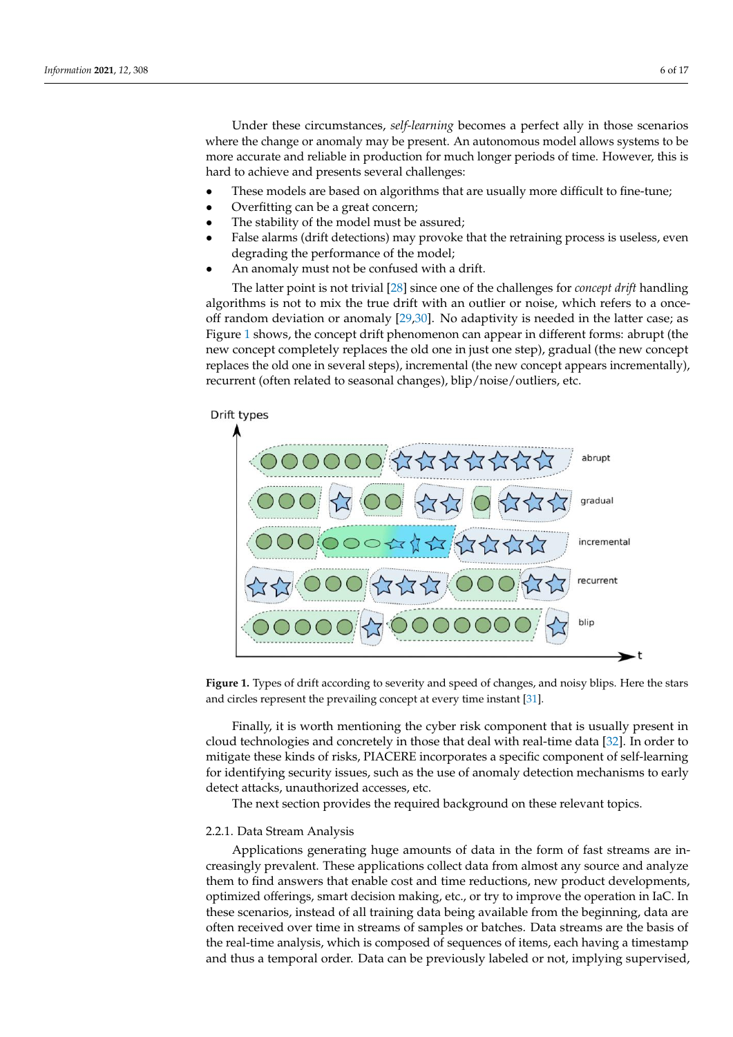Under these circumstances, *self-learning* becomes a perfect ally in those scenarios where the change or anomaly may be present. An autonomous model allows systems to be more accurate and reliable in production for much longer periods of time. However, this is hard to achieve and presents several challenges:

- These models are based on algorithms that are usually more difficult to fine-tune;
- Overfitting can be a great concern;
- The stability of the model must be assured;
- False alarms (drift detections) may provoke that the retraining process is useless, even degrading the performance of the model;
- An anomaly must not be confused with a drift.

The latter point is not trivial [28] since one of the challenges for *concept drift* handling algorithms is not to mix the true drift with an outlier or noise, which refers to a once-off random deviation or anomaly [29,30]. No adaptivity is needed in the latter case; as Figure 1 shows, the concept drift phenomenon can appear in different forms: abrupt (the new concept completely replaces the old one in just one step), gradual (the new concept replaces the old one in several steps), incremental (the new concept appears incrementally), recurrent (often related to seasonal changes), blip/noise/outliers, etc.

**Figure 1.** Types of drift according to severity and speed of changes, and noisy blips. Here the stars and circles represent the prevailing concept at every time instant [31].

Finally, it is worth mentioning the cyber risk component that is usually present in cloud technologies and concretely in those that deal with real-time data [32]. In order to mitigate these kinds of risks, PIACERE incorporates a specific component of self-learning for identifying security issues, such as the use of anomaly detection mechanisms to early detect attacks, unauthorized accesses, etc.

The next section provides the required background on these relevant topics.

#### 2.2.1. Data Stream Analysis

Applications generating huge amounts of data in the form of fast streams are increasingly prevalent. These applications collect data from almost any source and analyze them to find answers that enable cost and time reductions, new product developments, optimized offerings, smart decision making, etc., or try to improve the operation in IaC. In these scenarios, instead of all training data being available from the beginning, data are often received over time in streams of samples or batches. Data streams are the basis of the real-time analysis, which is composed of sequences of items, each having a timestamp and thus a temporal order. Data can be previously labeled or not, implying supervised,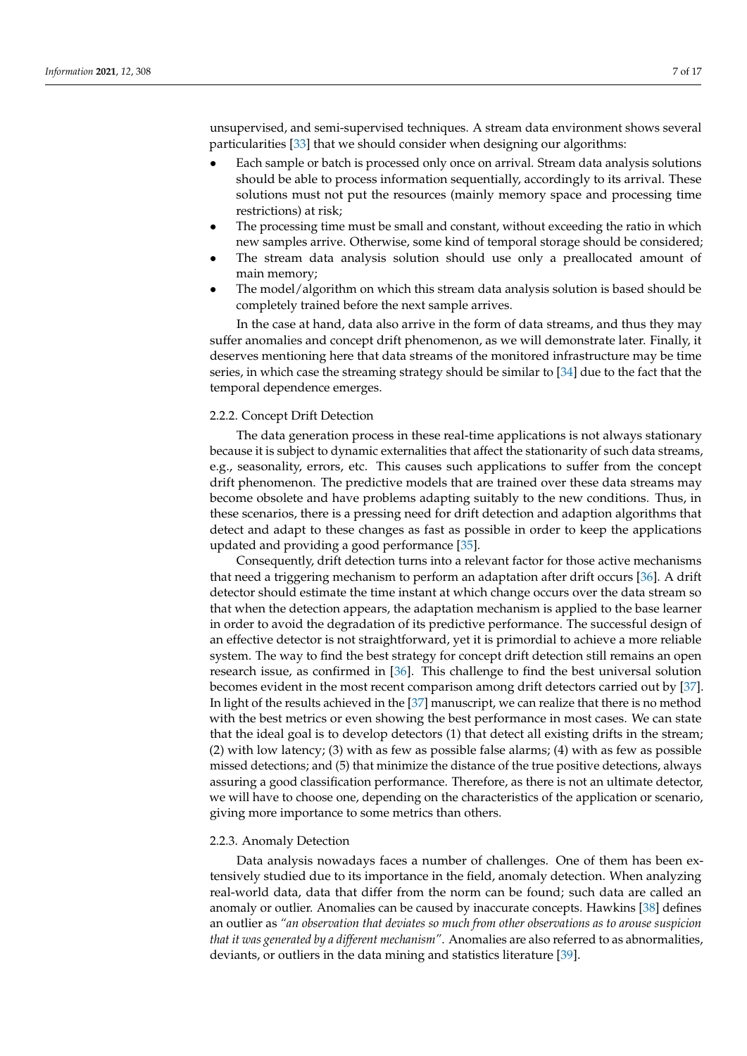unsupervised, and semi-supervised techniques. A stream data environment shows several particularities [33] that we should consider when designing our algorithms:

- Each sample or batch is processed only once on arrival. Stream data analysis solutions should be able to process information sequentially, accordingly to its arrival. These solutions must not put the resources (mainly memory space and processing time restrictions) at risk;
- The processing time must be small and constant, without exceeding the ratio in which new samples arrive. Otherwise, some kind of temporal storage should be considered;
- The stream data analysis solution should use only a preallocated amount of main memory;
- The model/algorithm on which this stream data analysis solution is based should be completely trained before the next sample arrives.

In the case at hand, data also arrive in the form of data streams, and thus they may suffer anomalies and concept drift phenomenon, as we will demonstrate later. Finally, it deserves mentioning here that data streams of the monitored infrastructure may be time series, in which case the streaming strategy should be similar to [34] due to the fact that the temporal dependence emerges.

#### 2.2.2. Concept Drift Detection

The data generation process in these real-time applications is not always stationary because it is subject to dynamic externalities that affect the stationarity of such data streams, e.g., seasonality, errors, etc. This causes such applications to suffer from the concept drift phenomenon. The predictive models that are trained over these data streams may become obsolete and have problems adapting suitably to the new conditions. Thus, in these scenarios, there is a pressing need for drift detection and adaption algorithms that detect and adapt to these changes as fast as possible in order to keep the applications updated and providing a good performance [35].

Consequently, drift detection turns into a relevant factor for those active mechanisms that need a triggering mechanism to perform an adaptation after drift occurs [36]. A drift detector should estimate the time instant at which change occurs over the data stream so that when the detection appears, the adaptation mechanism is applied to the base learner in order to avoid the degradation of its predictive performance. The successful design of an effective detector is not straightforward, yet it is primordial to achieve a more reliable system. The way to find the best strategy for concept drift detection still remains an open research issue, as confirmed in [36]. This challenge to find the best universal solution becomes evident in the most recent comparison among drift detectors carried out by [37]. In light of the results achieved in the [37] manuscript, we can realize that there is no method with the best metrics or even showing the best performance in most cases. We can state that the ideal goal is to develop detectors (1) that detect all existing drifts in the stream; (2) with low latency; (3) with as few as possible false alarms; (4) with as few as possible missed detections; and (5) that minimize the distance of the true positive detections, always assuring a good classification performance. Therefore, as there is not an ultimate detector, we will have to choose one, depending on the characteristics of the application or scenario, giving more importance to some metrics than others.

#### 2.2.3. Anomaly Detection

Data analysis nowadays faces a number of challenges. One of them has been extensively studied due to its importance in the field, anomaly detection. When analyzing real-world data, data that differ from the norm can be found; such data are called an anomaly or outlier. Anomalies can be caused by inaccurate concepts. Hawkins [38] defines an outlier as *"an observation that deviates so much from other observations as to arouse suspicion that it was generated by a different mechanism"*. Anomalies are also referred to as abnormalities, deviants, or outliers in the data mining and statistics literature [39].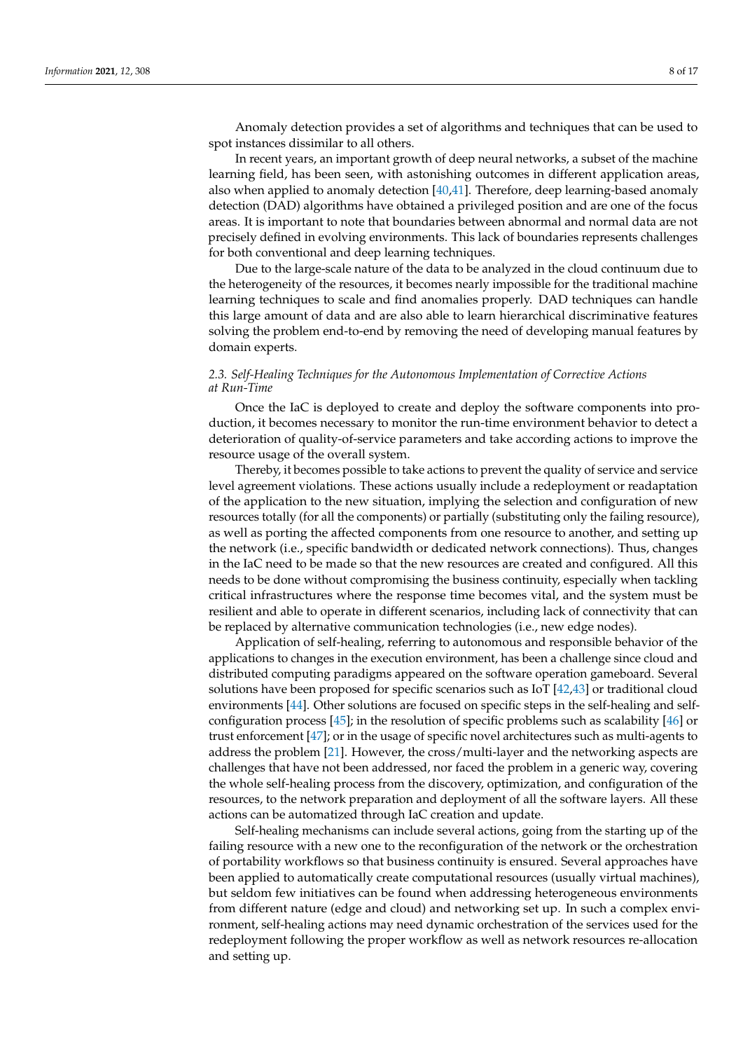Anomaly detection provides a set of algorithms and techniques that can be used to spot instances dissimilar to all others.

In recent years, an important growth of deep neural networks, a subset of the machine learning field, has been seen, with astonishing outcomes in different application areas, also when applied to anomaly detection [40,41]. Therefore, deep learning-based anomaly detection (DAD) algorithms have obtained a privileged position and are one of the focus areas. It is important to note that boundaries between abnormal and normal data are not precisely defined in evolving environments. This lack of boundaries represents challenges for both conventional and deep learning techniques.

Due to the large-scale nature of the data to be analyzed in the cloud continuum due to the heterogeneity of the resources, it becomes nearly impossible for the traditional machine learning techniques to scale and find anomalies properly. DAD techniques can handle this large amount of data and are also able to learn hierarchical discriminative features solving the problem end-to-end by removing the need of developing manual features by domain experts.

### *2.3. Self-Healing Techniques for the Autonomous Implementation of Corrective Actions at Run-Time*

Once the IaC is deployed to create and deploy the software components into production, it becomes necessary to monitor the run-time environment behavior to detect a deterioration of quality-of-service parameters and take according actions to improve the resource usage of the overall system.

Thereby, it becomes possible to take actions to prevent the quality of service and service level agreement violations. These actions usually include a redeployment or readaptation of the application to the new situation, implying the selection and configuration of new resources totally (for all the components) or partially (substituting only the failing resource), as well as porting the affected components from one resource to another, and setting up the network (i.e., specific bandwidth or dedicated network connections). Thus, changes in the IaC need to be made so that the new resources are created and configured. All this needs to be done without compromising the business continuity, especially when tackling critical infrastructures where the response time becomes vital, and the system must be resilient and able to operate in different scenarios, including lack of connectivity that can be replaced by alternative communication technologies (i.e., new edge nodes).

Application of self-healing, referring to autonomous and responsible behavior of the applications to changes in the execution environment, has been a challenge since cloud and distributed computing paradigms appeared on the software operation gameboard. Several solutions have been proposed for specific scenarios such as IoT [42,43] or traditional cloud environments [44]. Other solutions are focused on specific steps in the self-healing and self-configuration process [45]; in the resolution of specific problems such as scalability [46] or trust enforcement [47]; or in the usage of specific novel architectures such as multi-agents to address the problem [21]. However, the cross/multi-layer and the networking aspects are challenges that have not been addressed, nor faced the problem in a generic way, covering the whole self-healing process from the discovery, optimization, and configuration of the resources, to the network preparation and deployment of all the software layers. All these actions can be automatized through IaC creation and update.

Self-healing mechanisms can include several actions, going from the starting up of the failing resource with a new one to the reconfiguration of the network or the orchestration of portability workflows so that business continuity is ensured. Several approaches have been applied to automatically create computational resources (usually virtual machines), but seldom few initiatives can be found when addressing heterogeneous environments from different nature (edge and cloud) and networking set up. In such a complex environment, self-healing actions may need dynamic orchestration of the services used for the redeployment following the proper workflow as well as network resources re-allocation and setting up.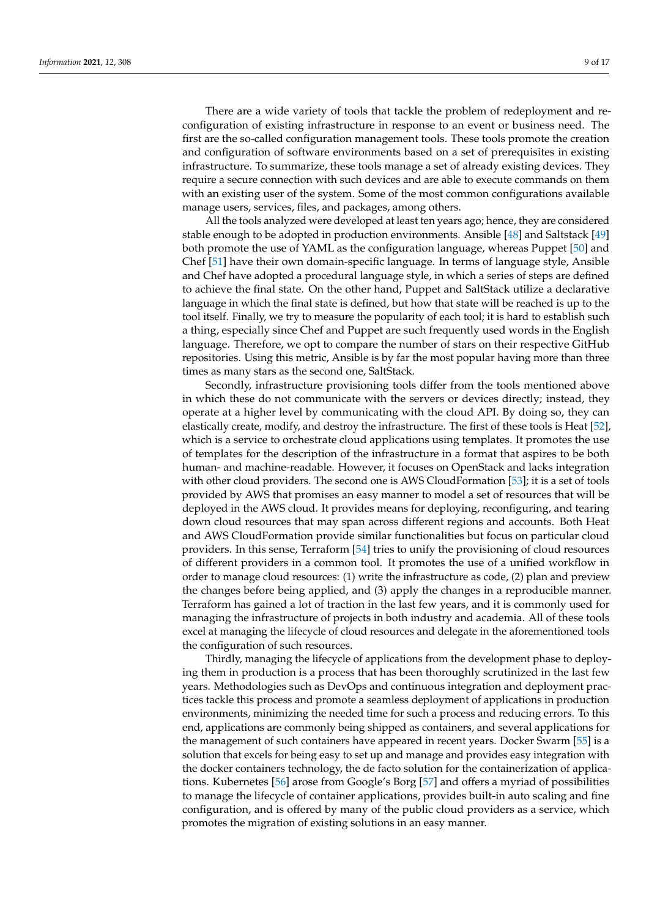There are a wide variety of tools that tackle the problem of redeployment and reconfiguration of existing infrastructure in response to an event or business need. The first are the so-called configuration management tools. These tools promote the creation and configuration of software environments based on a set of prerequisites in existing infrastructure. To summarize, these tools manage a set of already existing devices. They require a secure connection with such devices and are able to execute commands on them with an existing user of the system. Some of the most common configurations available manage users, services, files, and packages, among others.

All the tools analyzed were developed at least ten years ago; hence, they are considered stable enough to be adopted in production environments. Ansible [48] and Saltstack [49] both promote the use of YAML as the configuration language, whereas Puppet [50] and Chef [51] have their own domain-specific language. In terms of language style, Ansible and Chef have adopted a procedural language style, in which a series of steps are defined to achieve the final state. On the other hand, Puppet and SaltStack utilize a declarative language in which the final state is defined, but how that state will be reached is up to the tool itself. Finally, we try to measure the popularity of each tool; it is hard to establish such a thing, especially since Chef and Puppet are such frequently used words in the English language. Therefore, we opt to compare the number of stars on their respective GitHub repositories. Using this metric, Ansible is by far the most popular having more than three times as many stars as the second one, SaltStack.

Secondly, infrastructure provisioning tools differ from the tools mentioned above in which these do not communicate with the servers or devices directly; instead, they operate at a higher level by communicating with the cloud API. By doing so, they can elastically create, modify, and destroy the infrastructure. The first of these tools is Heat [52], which is a service to orchestrate cloud applications using templates. It promotes the use of templates for the description of the infrastructure in a format that aspires to be both human- and machine-readable. However, it focuses on OpenStack and lacks integration with other cloud providers. The second one is AWS CloudFormation [53]; it is a set of tools provided by AWS that promises an easy manner to model a set of resources that will be deployed in the AWS cloud. It provides means for deploying, reconfiguring, and tearing down cloud resources that may span across different regions and accounts. Both Heat and AWS CloudFormation provide similar functionalities but focus on particular cloud providers. In this sense, Terraform [54] tries to unify the provisioning of cloud resources of different providers in a common tool. It promotes the use of a unified workflow in order to manage cloud resources: (1) write the infrastructure as code, (2) plan and preview the changes before being applied, and (3) apply the changes in a reproducible manner. Terraform has gained a lot of traction in the last few years, and it is commonly used for managing the infrastructure of projects in both industry and academia. All of these tools excel at managing the lifecycle of cloud resources and delegate in the aforementioned tools the configuration of such resources.

Thirdly, managing the lifecycle of applications from the development phase to deploying them in production is a process that has been thoroughly scrutinized in the last few years. Methodologies such as DevOps and continuous integration and deployment practices tackle this process and promote a seamless deployment of applications in production environments, minimizing the needed time for such a process and reducing errors. To this end, applications are commonly being shipped as containers, and several applications for the management of such containers have appeared in recent years. Docker Swarm [55] is a solution that excels for being easy to set up and manage and provides easy integration with the docker containers technology, the de facto solution for the containerization of applications. Kubernetes [56] arose from Google's Borg [57] and offers a myriad of possibilities to manage the lifecycle of container applications, provides built-in auto scaling and fine configuration, and is offered by many of the public cloud providers as a service, which promotes the migration of existing solutions in an easy manner.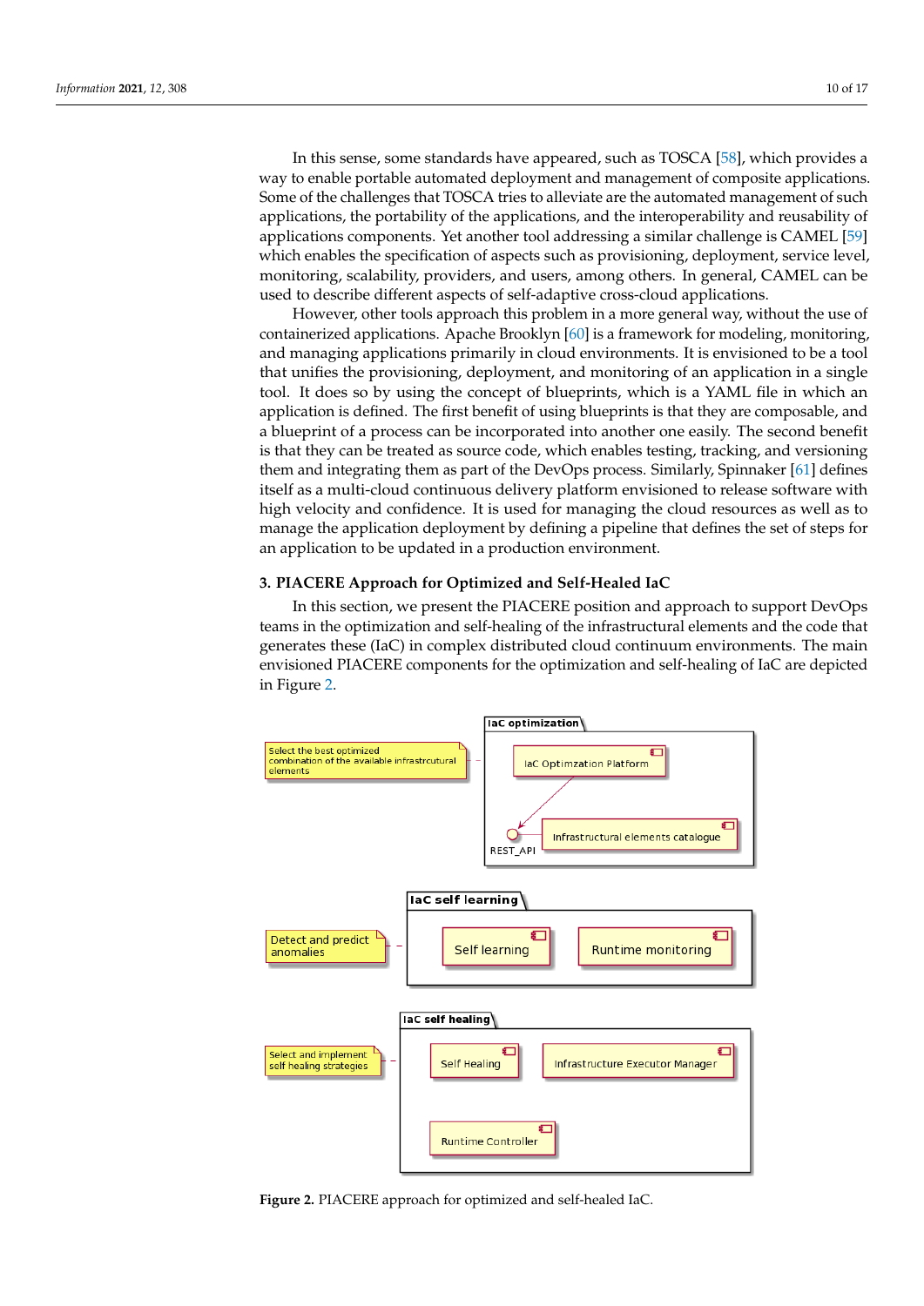In this sense, some standards have appeared, such as TOSCA [58], which provides a way to enable portable automated deployment and management of composite applications. Some of the challenges that TOSCA tries to alleviate are the automated management of such applications, the portability of the applications, and the interoperability and reusability of applications components. Yet another tool addressing a similar challenge is CAMEL [59] which enables the specification of aspects such as provisioning, deployment, service level, monitoring, scalability, providers, and users, among others. In general, CAMEL can be used to describe different aspects of self-adaptive cross-cloud applications.

However, other tools approach this problem in a more general way, without the use of containerized applications. Apache Brooklyn [60] is a framework for modeling, monitoring, and managing applications primarily in cloud environments. It is envisioned to be a tool that unifies the provisioning, deployment, and monitoring of an application in a single tool. It does so by using the concept of blueprints, which is a YAML file in which an application is defined. The first benefit of using blueprints is that they are composable, and a blueprint of a process can be incorporated into another one easily. The second benefit is that they can be treated as source code, which enables testing, tracking, and versioning them and integrating them as part of the DevOps process. Similarly, Spinnaker [61] defines itself as a multi-cloud continuous delivery platform envisioned to release software with high velocity and confidence. It is used for managing the cloud resources as well as to manage the application deployment by defining a pipeline that defines the set of steps for an application to be updated in a production environment.

## 3. PIACERE Approach for Optimized and Self-Healed IaC

In this section, we present the PIACERE position and approach to support DevOps teams in the optimization and self-healing of the infrastructural elements and the code that generates these (IaC) in complex distributed cloud continuum environments. The main envisioned PIACERE components for the optimization and self-healing of IaC are depicted in Figure 2.

**Figure 2.** PIACERE approach for optimized and self-healed IaC.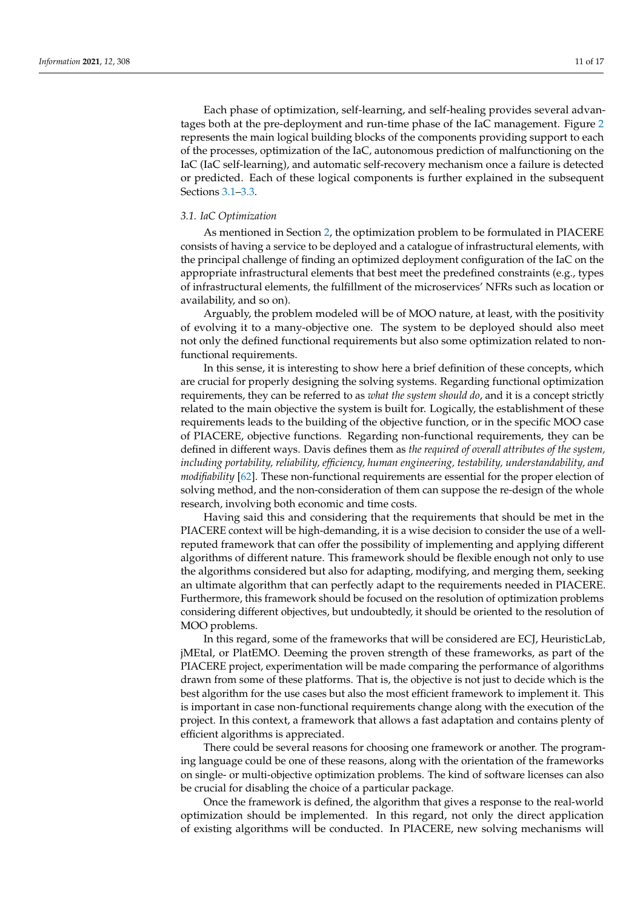Each phase of optimization, self-learning, and self-healing provides several advantages both at the pre-deployment and run-time phase of the IaC management. Figure 2 represents the main logical building blocks of the components providing support to each of the processes, optimization of the IaC, autonomous prediction of malfunctioning on the IaC (IaC self-learning), and automatic self-recovery mechanism once a failure is detected or predicted. Each of these logical components is further explained in the subsequent Sections 3.1–3.3.

### 3.1. IaC Optimization

As mentioned in Section 2, the optimization problem to be formulated in PIACERE consists of having a service to be deployed and a catalogue of infrastructural elements, with the principal challenge of finding an optimized deployment configuration of the IaC on the appropriate infrastructural elements that best meet the predefined constraints (e.g., types of infrastructural elements, the fulfillment of the microservices' NFRs such as location or availability, and so on).

Arguably, the problem modeled will be of MOO nature, at least, with the positivity of evolving it to a many-objective one. The system to be deployed should also meet not only the defined functional requirements but also some optimization related to non-functional requirements.

In this sense, it is interesting to show here a brief definition of these concepts, which are crucial for properly designing the solving systems. Regarding functional optimization requirements, they can be referred to as *what the system should do*, and it is a concept strictly related to the main objective the system is built for. Logically, the establishment of these requirements leads to the building of the objective function, or in the specific MOO case of PIACERE, objective functions. Regarding non-functional requirements, they can be defined in different ways. Davis defines them as *the required of overall attributes of the system, including portability, reliability, efficiency, human engineering, testability, understandability, and modifiability* [62]. These non-functional requirements are essential for the proper election of solving method, and the non-consideration of them can suppose the re-design of the whole research, involving both economic and time costs.

Having said this and considering that the requirements that should be met in the PIACERE context will be high-demanding, it is a wise decision to consider the use of a well-reputed framework that can offer the possibility of implementing and applying different algorithms of different nature. This framework should be flexible enough not only to use the algorithms considered but also for adapting, modifying, and merging them, seeking an ultimate algorithm that can perfectly adapt to the requirements needed in PIACERE. Furthermore, this framework should be focused on the resolution of optimization problems considering different objectives, but undoubtedly, it should be oriented to the resolution of MOO problems.

In this regard, some of the frameworks that will be considered are ECJ, HeuristicLab, jMEtal, or PlatEMO. Deeming the proven strength of these frameworks, as part of the PIACERE project, experimentation will be made comparing the performance of algorithms drawn from some of these platforms. That is, the objective is not just to decide which is the best algorithm for the use cases but also the most efficient framework to implement it. This is important in case non-functional requirements change along with the execution of the project. In this context, a framework that allows a fast adaptation and contains plenty of efficient algorithms is appreciated.

There could be several reasons for choosing one framework or another. The programing language could be one of these reasons, along with the orientation of the frameworks on single- or multi-objective optimization problems. The kind of software licenses can also be crucial for disabling the choice of a particular package.

Once the framework is defined, the algorithm that gives a response to the real-world optimization should be implemented. In this regard, not only the direct application of existing algorithms will be conducted. In PIACERE, new solving mechanisms will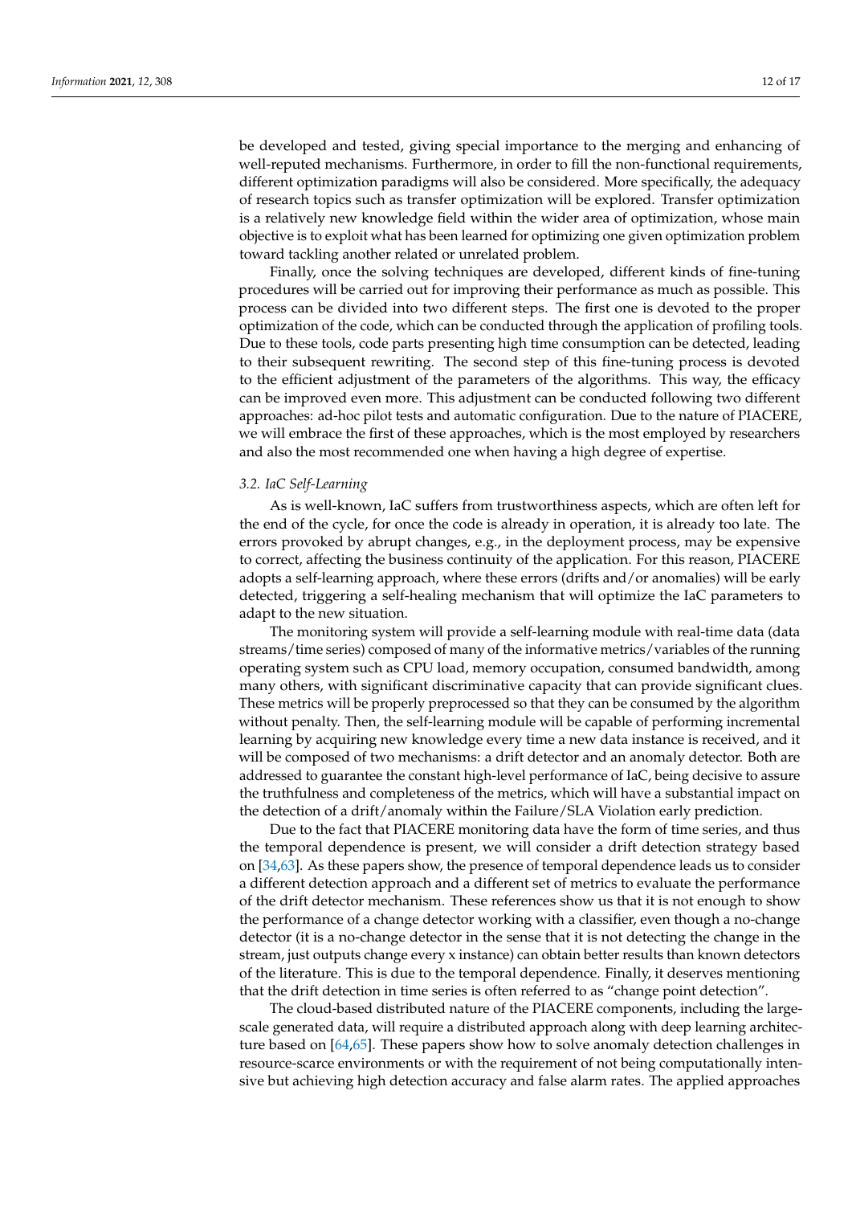be developed and tested, giving special importance to the merging and enhancing of well-reputed mechanisms. Furthermore, in order to fill the non-functional requirements, different optimization paradigms will also be considered. More specifically, the adequacy of research topics such as transfer optimization will be explored. Transfer optimization is a relatively new knowledge field within the wider area of optimization, whose main objective is to exploit what has been learned for optimizing one given optimization problem toward tackling another related or unrelated problem.

Finally, once the solving techniques are developed, different kinds of fine-tuning procedures will be carried out for improving their performance as much as possible. This process can be divided into two different steps. The first one is devoted to the proper optimization of the code, which can be conducted through the application of profiling tools. Due to these tools, code parts presenting high time consumption can be detected, leading to their subsequent rewriting. The second step of this fine-tuning process is devoted to the efficient adjustment of the parameters of the algorithms. This way, the efficacy can be improved even more. This adjustment can be conducted following two different approaches: ad-hoc pilot tests and automatic configuration. Due to the nature of PIACERE, we will embrace the first of these approaches, which is the most employed by researchers and also the most recommended one when having a high degree of expertise.

### 3.2. IaC Self-Learning

As is well-known, IaC suffers from trustworthiness aspects, which are often left for the end of the cycle, for once the code is already in operation, it is already too late. The errors provoked by abrupt changes, e.g., in the deployment process, may be expensive to correct, affecting the business continuity of the application. For this reason, PIACERE adopts a self-learning approach, where these errors (drifts and/or anomalies) will be early detected, triggering a self-healing mechanism that will optimize the IaC parameters to adapt to the new situation.

The monitoring system will provide a self-learning module with real-time data (data streams/time series) composed of many of the informative metrics/variables of the running operating system such as CPU load, memory occupation, consumed bandwidth, among many others, with significant discriminative capacity that can provide significant clues. These metrics will be properly preprocessed so that they can be consumed by the algorithm without penalty. Then, the self-learning module will be capable of performing incremental learning by acquiring new knowledge every time a new data instance is received, and it will be composed of two mechanisms: a drift detector and an anomaly detector. Both are addressed to guarantee the constant high-level performance of IaC, being decisive to assure the truthfulness and completeness of the metrics, which will have a substantial impact on the detection of a drift/anomaly within the Failure/SLA Violation early prediction.

Due to the fact that PIACERE monitoring data have the form of time series, and thus the temporal dependence is present, we will consider a drift detection strategy based on [34,63]. As these papers show, the presence of temporal dependence leads us to consider a different detection approach and a different set of metrics to evaluate the performance of the drift detector mechanism. These references show us that it is not enough to show the performance of a change detector working with a classifier, even though a no-change detector (it is a no-change detector in the sense that it is not detecting the change in the stream, just outputs change every x instance) can obtain better results than known detectors of the literature. This is due to the temporal dependence. Finally, it deserves mentioning that the drift detection in time series is often referred to as "change point detection".

The cloud-based distributed nature of the PIACERE components, including the large-scale generated data, will require a distributed approach along with deep learning architecture based on [64,65]. These papers show how to solve anomaly detection challenges in resource-scarce environments or with the requirement of not being computationally intensive but achieving high detection accuracy and false alarm rates. The applied approaches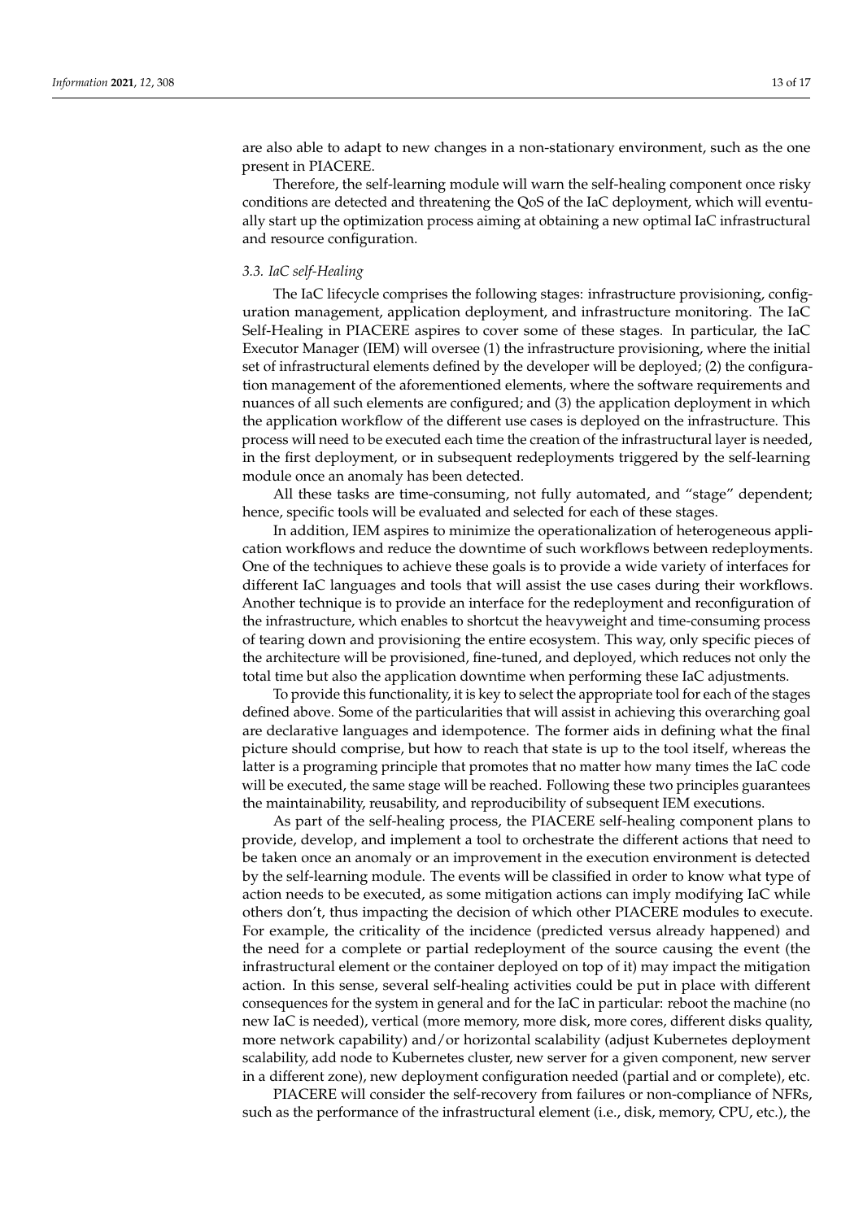are also able to adapt to new changes in a non-stationary environment, such as the one present in PIACERE.

Therefore, the self-learning module will warn the self-healing component once risky conditions are detected and threatening the QoS of the IaC deployment, which will eventually start up the optimization process aiming at obtaining a new optimal IaC infrastructural and resource configuration.

### *3.3. IaC self-Healing*

The IaC lifecycle comprises the following stages: infrastructure provisioning, configuration management, application deployment, and infrastructure monitoring. The IaC Self-Healing in PIACERE aspires to cover some of these stages. In particular, the IaC Executor Manager (IEM) will oversee (1) the infrastructure provisioning, where the initial set of infrastructural elements defined by the developer will be deployed; (2) the configuration management of the aforementioned elements, where the software requirements and nuances of all such elements are configured; and (3) the application deployment in which the application workflow of the different use cases is deployed on the infrastructure. This process will need to be executed each time the creation of the infrastructural layer is needed, in the first deployment, or in subsequent redeployments triggered by the self-learning module once an anomaly has been detected.

All these tasks are time-consuming, not fully automated, and "stage" dependent; hence, specific tools will be evaluated and selected for each of these stages.

In addition, IEM aspires to minimize the operationalization of heterogeneous application workflows and reduce the downtime of such workflows between redeployments. One of the techniques to achieve these goals is to provide a wide variety of interfaces for different IaC languages and tools that will assist the use cases during their workflows. Another technique is to provide an interface for the redeployment and reconfiguration of the infrastructure, which enables to shortcut the heavyweight and time-consuming process of tearing down and provisioning the entire ecosystem. This way, only specific pieces of the architecture will be provisioned, fine-tuned, and deployed, which reduces not only the total time but also the application downtime when performing these IaC adjustments.

To provide this functionality, it is key to select the appropriate tool for each of the stages defined above. Some of the particularities that will assist in achieving this overarching goal are declarative languages and idempotence. The former aids in defining what the final picture should comprise, but how to reach that state is up to the tool itself, whereas the latter is a programing principle that promotes that no matter how many times the IaC code will be executed, the same stage will be reached. Following these two principles guarantees the maintainability, reusability, and reproducibility of subsequent IEM executions.

As part of the self-healing process, the PIACERE self-healing component plans to provide, develop, and implement a tool to orchestrate the different actions that need to be taken once an anomaly or an improvement in the execution environment is detected by the self-learning module. The events will be classified in order to know what type of action needs to be executed, as some mitigation actions can imply modifying IaC while others don't, thus impacting the decision of which other PIACERE modules to execute. For example, the criticality of the incidence (predicted versus already happened) and the need for a complete or partial redeployment of the source causing the event (the infrastructural element or the container deployed on top of it) may impact the mitigation action. In this sense, several self-healing activities could be put in place with different consequences for the system in general and for the IaC in particular: reboot the machine (no new IaC is needed), vertical (more memory, more disk, more cores, different disks quality, more network capability) and/or horizontal scalability (adjust Kubernetes deployment scalability, add node to Kubernetes cluster, new server for a given component, new server in a different zone), new deployment configuration needed (partial and or complete), etc.

PIACERE will consider the self-recovery from failures or non-compliance of NFRs, such as the performance of the infrastructural element (i.e., disk, memory, CPU, etc.), the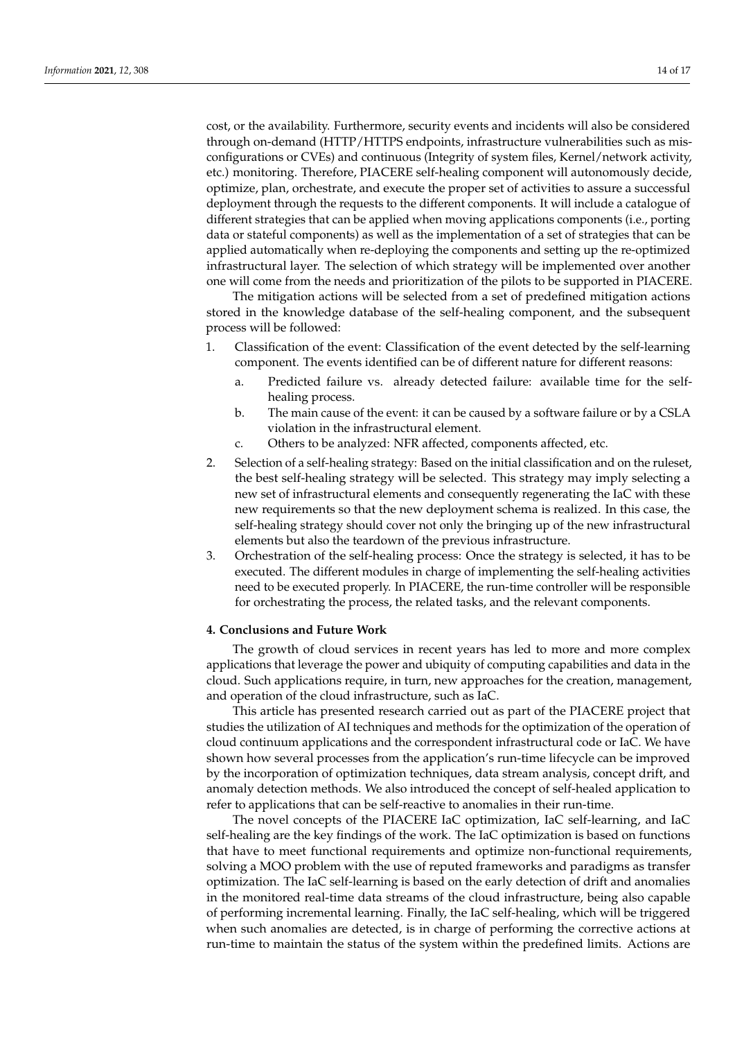cost, or the availability. Furthermore, security events and incidents will also be considered through on-demand (HTTP/HTTPS endpoints, infrastructure vulnerabilities such as misconfigurations or CVEs) and continuous (Integrity of system files, Kernel/network activity, etc.) monitoring. Therefore, PIACERE self-healing component will autonomously decide, optimize, plan, orchestrate, and execute the proper set of activities to assure a successful deployment through the requests to the different components. It will include a catalogue of different strategies that can be applied when moving applications components (i.e., porting data or stateful components) as well as the implementation of a set of strategies that can be applied automatically when re-deploying the components and setting up the re-optimized infrastructural layer. The selection of which strategy will be implemented over another one will come from the needs and prioritization of the pilots to be supported in PIACERE.

The mitigation actions will be selected from a set of predefined mitigation actions stored in the knowledge database of the self-healing component, and the subsequent process will be followed:

1. Classification of the event: Classification of the event detected by the self-learning component. The events identified can be of different nature for different reasons:
    a. Predicted failure vs. already detected failure: available time for the self-healing process.
    b. The main cause of the event: it can be caused by a software failure or by a CSLA violation in the infrastructural element.
    c. Others to be analyzed: NFR affected, components affected, etc.
2. Selection of a self-healing strategy: Based on the initial classification and on the ruleset, the best self-healing strategy will be selected. This strategy may imply selecting a new set of infrastructural elements and consequently regenerating the IaC with these new requirements so that the new deployment schema is realized. In this case, the self-healing strategy should cover not only the bringing up of the new infrastructural elements but also the teardown of the previous infrastructure.
3. Orchestration of the self-healing process: Once the strategy is selected, it has to be executed. The different modules in charge of implementing the self-healing activities need to be executed properly. In PIACERE, the run-time controller will be responsible for orchestrating the process, the related tasks, and the relevant components.

## 4. Conclusions and Future Work

The growth of cloud services in recent years has led to more and more complex applications that leverage the power and ubiquity of computing capabilities and data in the cloud. Such applications require, in turn, new approaches for the creation, management, and operation of the cloud infrastructure, such as IaC.

This article has presented research carried out as part of the PIACERE project that studies the utilization of AI techniques and methods for the optimization of the operation of cloud continuum applications and the correspondent infrastructural code or IaC. We have shown how several processes from the application's run-time lifecycle can be improved by the incorporation of optimization techniques, data stream analysis, concept drift, and anomaly detection methods. We also introduced the concept of self-healed application to refer to applications that can be self-reactive to anomalies in their run-time.

The novel concepts of the PIACERE IaC optimization, IaC self-learning, and IaC self-healing are the key findings of the work. The IaC optimization is based on functions that have to meet functional requirements and optimize non-functional requirements, solving a MOO problem with the use of reputed frameworks and paradigms as transfer optimization. The IaC self-learning is based on the early detection of drift and anomalies in the monitored real-time data streams of the cloud infrastructure, being also capable of performing incremental learning. Finally, the IaC self-healing, which will be triggered when such anomalies are detected, is in charge of performing the corrective actions at run-time to maintain the status of the system within the predefined limits. Actions are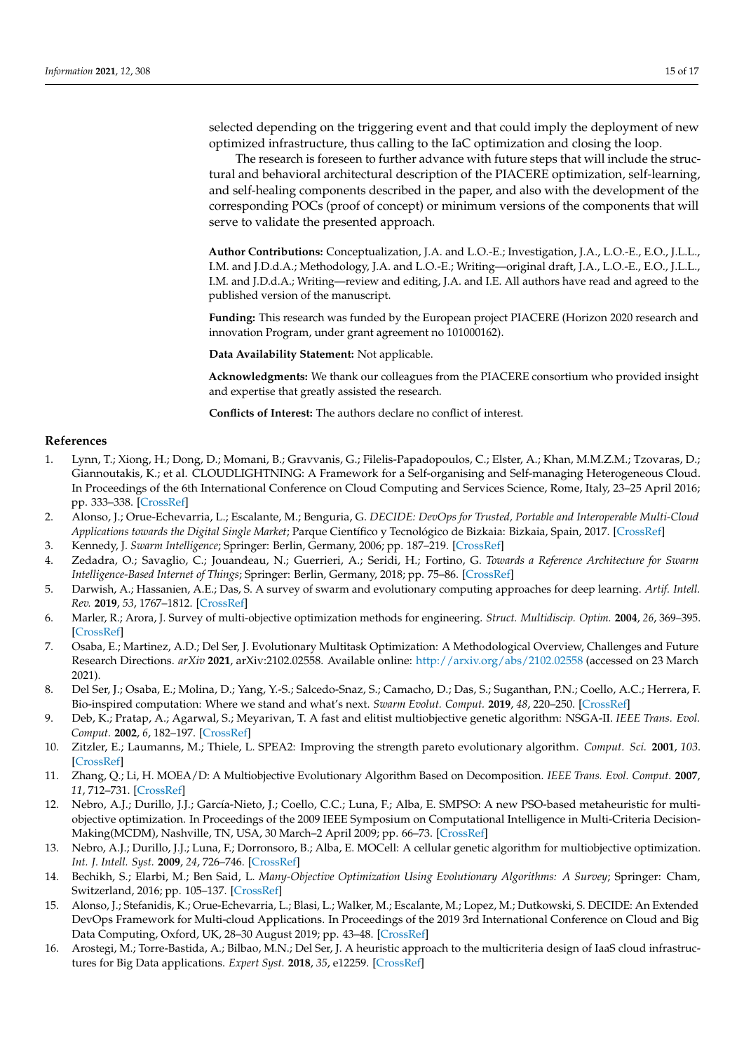selected depending on the triggering event and that could imply the deployment of new optimized infrastructure, thus calling to the IaC optimization and closing the loop.

The research is foreseen to further advance with future steps that will include the structural and behavioral architectural description of the PIACERE optimization, self-learning, and self-healing components described in the paper, and also with the development of the corresponding POCs (proof of concept) or minimum versions of the components that will serve to validate the presented approach.

**Author Contributions:** Conceptualization, J.A. and L.O.-E.; Investigation, J.A., L.O.-E., E.O., J.L.L., I.M. and J.D.d.A.; Methodology, J.A. and L.O.-E.; Writing—original draft, J.A., L.O.-E., E.O., J.L.L., I.M. and J.D.d.A.; Writing—review and editing, J.A. and I.E. All authors have read and agreed to the published version of the manuscript.

**Funding:** This research was funded by the European project PIACERE (Horizon 2020 research and innovation Program, under grant agreement no 101000162).

**Data Availability Statement:** Not applicable.

**Acknowledgments:** We thank our colleagues from the PIACERE consortium who provided insight and expertise that greatly assisted the research.

**Conflicts of Interest:** The authors declare no conflict of interest.

## References

1. Lynn, T.; Xiong, H.; Dong, D.; Momani, B.; Gravvanis, G.; Filelis-Papadopoulos, C.; Elster, A.; Khan, M.M.Z.M.; Tzovaras, D.; Giannoutakis, K.; et al. CLOUDLIGHTNING: A Framework for a Self-organising and Self-managing Heterogeneous Cloud. In Proceedings of the 6th International Conference on Cloud Computing and Services Science, Rome, Italy, 23–25 April 2016; pp. 333–338. [CrossRef]
2. Alonso, J.; Orue-Echevarria, L.; Escalante, M.; Benguria, G. *DECIDE: DevOps for Trusted, Portable and Interoperable Multi-Cloud Applications towards the Digital Single Market*; Parque Científico y Tecnológico de Bizkaia: Bizkaia, Spain, 2017. [CrossRef]
3. Kennedy, J. *Swarm Intelligence*; Springer: Berlin, Germany, 2006; pp. 187–219. [CrossRef]
4. Zedadra, O.; Savaglio, C.; Jouandeau, N.; Guerrieri, A.; Seridi, H.; Fortino, G. *Towards a Reference Architecture for Swarm Intelligence-Based Internet of Things*; Springer: Berlin, Germany, 2018; pp. 75–86. [CrossRef]
5. Darwish, A.; Hassanien, A.E.; Das, S. A survey of swarm and evolutionary computing approaches for deep learning. *Artif. Intell. Rev.* **2019**, *53*, 1767–1812. [CrossRef]
6. Marler, R.; Arora, J. Survey of multi-objective optimization methods for engineering. *Struct. Multidiscip. Optim.* **2004**, *26*, 369–395. [CrossRef]
7. Osaba, E.; Martinez, A.D.; Del Ser, J. Evolutionary Multitask Optimization: A Methodological Overview, Challenges and Future Research Directions. *arXiv* **2021**, arXiv:2102.02558. Available online: http://arxiv.org/abs/2102.02558 (accessed on 23 March 2021).
8. Del Ser, J.; Osaba, E.; Molina, D.; Yang, Y.-S.; Salcedo-Snaz, S.; Camacho, D.; Das, S.; Suganthan, P.N.; Coello, A.C.; Herrera, F. Bio-inspired computation: Where we stand and what's next. *Swarm Evolut. Comput.* **2019**, *48*, 220–250. [CrossRef]
9. Deb, K.; Pratap, A.; Agarwal, S.; Meyarivan, T. A fast and elitist multiobjective genetic algorithm: NSGA-II. *IEEE Trans. Evol. Comput.* **2002**, *6*, 182–197. [CrossRef]
10. Zitzler, E.; Laumanns, M.; Thiele, L. SPEA2: Improving the strength pareto evolutionary algorithm. *Comput. Sci.* **2001**, *103*. [CrossRef]
11. Zhang, Q.; Li, H. MOEA/D: A Multiobjective Evolutionary Algorithm Based on Decomposition. *IEEE Trans. Evol. Comput.* **2007**, *11*, 712–731. [CrossRef]
12. Nebro, A.J.; Durillo, J.J.; García-Nieto, J.; Coello, C.C.; Luna, F.; Alba, E. SMPSO: A new PSO-based metaheuristic for multi-objective optimization. In Proceedings of the 2009 IEEE Symposium on Computational Intelligence in Multi-Criteria Decision-Making(MCDM), Nashville, TN, USA, 30 March–2 April 2009; pp. 66–73. [CrossRef]
13. Nebro, A.J.; Durillo, J.J.; Luna, F.; Dorronsoro, B.; Alba, E. MOCell: A cellular genetic algorithm for multiobjective optimization. *Int. J. Intell. Syst.* **2009**, *24*, 726–746. [CrossRef]
14. Bechikh, S.; Elarbi, M.; Ben Said, L. *Many-Objective Optimization Using Evolutionary Algorithms: A Survey*; Springer: Cham, Switzerland, 2016; pp. 105–137. [CrossRef]
15. Alonso, J.; Stefanidis, K.; Orue-Echevarria, L.; Blasi, L.; Walker, M.; Escalante, M.; Lopez, M.; Dutkowski, S. DECIDE: An Extended DevOps Framework for Multi-cloud Applications. In Proceedings of the 2019 3rd International Conference on Cloud and Big Data Computing, Oxford, UK, 28–30 August 2019; pp. 43–48. [CrossRef]
16. Arostegi, M.; Torre-Bastida, A.; Bilbao, M.N.; Del Ser, J. A heuristic approach to the multicriteria design of IaaS cloud infrastructures for Big Data applications. *Expert Syst.* **2018**, *35*, e12259. [CrossRef]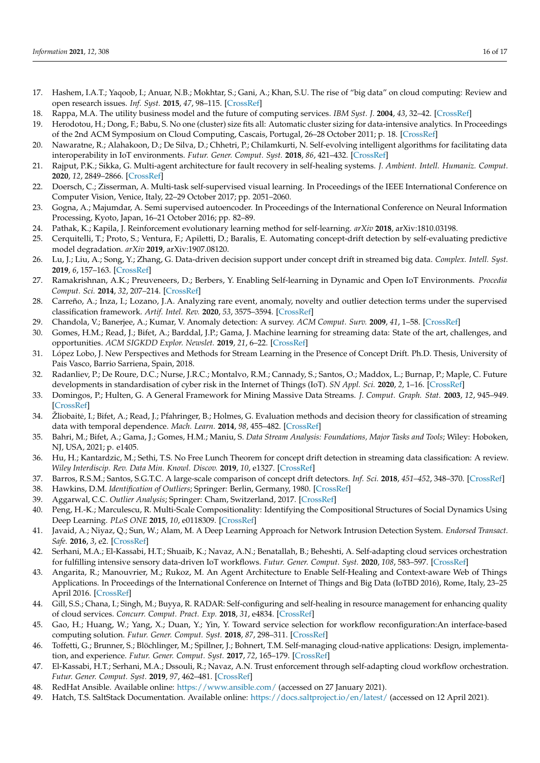17. Hashem, I.A.T.; Yaqoob, I.; Anuar, N.B.; Mokhtar, S.; Gani, A.; Khan, S.U. The rise of "big data" on cloud computing: Review and open research issues. *Inf. Syst.* **2015**, *47*, 98–115. [CrossRef]
18. Rappa, M.A. The utility business model and the future of computing services. *IBM Syst. J.* **2004**, *43*, 32–42. [CrossRef]
19. Herodotou, H.; Dong, F.; Babu, S. No one (cluster) size fits all: Automatic cluster sizing for data-intensive analytics. In Proceedings of the 2nd ACM Symposium on Cloud Computing, Cascais, Portugal, 26–28 October 2011; p. 18. [CrossRef]
20. Nawaratne, R.; Alahakoon, D.; De Silva, D.; Chhetri, P.; Chilamkurti, N. Self-evolving intelligent algorithms for facilitating data interoperability in IoT environments. *Futur. Gener. Comput. Syst.* **2018**, *86*, 421–432. [CrossRef]
21. Rajput, P.K.; Sikka, G. Multi-agent architecture for fault recovery in self-healing systems. *J. Ambient. Intell. Humaniz. Comput.* **2020**, *12*, 2849–2866. [CrossRef]
22. Doersch, C.; Zisserman, A. Multi-task self-supervised visual learning. In Proceedings of the IEEE International Conference on Computer Vision, Venice, Italy, 22–29 October 2017; pp. 2051–2060.
23. Gogna, A.; Majumdar, A. Semi supervised autoencoder. In Proceedings of the International Conference on Neural Information Processing, Kyoto, Japan, 16–21 October 2016; pp. 82–89.
24. Pathak, K.; Kapila, J. Reinforcement evolutionary learning method for self-learning. *arXiv* **2018**, arXiv:1810.03198.
25. Cerquitelli, T.; Proto, S.; Ventura, F.; Apiletti, D.; Baralis, E. Automating concept-drift detection by self-evaluating predictive model degradation. *arXiv* **2019**, arXiv:1907.08120.
26. Lu, J.; Liu, A.; Song, Y.; Zhang, G. Data-driven decision support under concept drift in streamed big data. *Complex. Intell. Syst.* **2019**, *6*, 157–163. [CrossRef]
27. Ramakrishnan, A.K.; Preuveneers, D.; Berbers, Y. Enabling Self-learning in Dynamic and Open IoT Environments. *Procedia Comput. Sci.* **2014**, *32*, 207–214. [CrossRef]
28. Carreño, A.; Inza, I.; Lozano, J.A. Analyzing rare event, anomaly, novelty and outlier detection terms under the supervised classification framework. *Artif. Intel. Rev.* **2020**, *53*, 3575–3594. [CrossRef]
29. Chandola, V.; Banerjee, A.; Kumar, V. Anomaly detection: A survey. *ACM Comput. Surv.* **2009**, *41*, 1–58. [CrossRef]
30. Gomes, H.M.; Read, J.; Bifet, A.; Barddal, J.P.; Gama, J. Machine learning for streaming data: State of the art, challenges, and opportunities. *ACM SIGKDD Explor. Newslet.* **2019**, *21*, 6–22. [CrossRef]
31. López Lobo, J. New Perspectives and Methods for Stream Learning in the Presence of Concept Drift. Ph.D. Thesis, University of Pais Vasco, Barrio Sarriena, Spain, 2018.
32. Radanliev, P.; De Roure, D.C.; Nurse, J.R.C.; Montalvo, R.M.; Cannady, S.; Santos, O.; Maddox, L.; Burnap, P.; Maple, C. Future developments in standardisation of cyber risk in the Internet of Things (IoT). *SN Appl. Sci.* **2020**, *2*, 1–16. [CrossRef]
33. Domingos, P.; Hulten, G. A General Framework for Mining Massive Data Streams. *J. Comput. Graph. Stat.* **2003**, *12*, 945–949. [CrossRef]
34. Žliobaitė, I.; Bifet, A.; Read, J.; Pfahringer, B.; Holmes, G. Evaluation methods and decision theory for classification of streaming data with temporal dependence. *Mach. Learn.* **2014**, *98*, 455–482. [CrossRef]
35. Bahri, M.; Bifet, A.; Gama, J.; Gomes, H.M.; Maniu, S. *Data Stream Analysis: Foundations, Major Tasks and Tools*; Wiley: Hoboken, NJ, USA, 2021; p. e1405.
36. Hu, H.; Kantardzic, M.; Sethi, T.S. No Free Lunch Theorem for concept drift detection in streaming data classification: A review. *Wiley Interdiscip. Rev. Data Min. Knowl. Discov.* **2019**, *10*, e1327. [CrossRef]
37. Barros, R.S.M.; Santos, S.G.T.C. A large-scale comparison of concept drift detectors. *Inf. Sci.* **2018**, *451–452*, 348–370. [CrossRef]
38. Hawkins, D.M. *Identification of Outliers*; Springer: Berlin, Germany, 1980. [CrossRef]
39. Aggarwal, C.C. *Outlier Analysis*; Springer: Cham, Switzerland, 2017. [CrossRef]
40. Peng, H.-K.; Marculescu, R. Multi-Scale Compositionality: Identifying the Compositional Structures of Social Dynamics Using Deep Learning. *PLoS ONE* **2015**, *10*, e0118309. [CrossRef]
41. Javaid, A.; Niyaz, Q.; Sun, W.; Alam, M. A Deep Learning Approach for Network Intrusion Detection System. *Endorsed Transact. Safe.* **2016**, *3*, e2. [CrossRef]
42. Serhani, M.A.; El-Kassabi, H.T.; Shuaib, K.; Navaz, A.N.; Benatallah, B.; Beheshti, A. Self-adapting cloud services orchestration for fulfilling intensive sensory data-driven IoT workflows. *Futur. Gener. Comput. Syst.* **2020**, *108*, 583–597. [CrossRef]
43. Angarita, R.; Manouvrier, M.; Rukoz, M. An Agent Architecture to Enable Self-Healing and Context-aware Web of Things Applications. In Proceedings of the International Conference on Internet of Things and Big Data (IoTBD 2016), Rome, Italy, 23–25 April 2016. [CrossRef]
44. Gill, S.S.; Chana, I.; Singh, M.; Buyya, R. RADAR: Self-configuring and self-healing in resource management for enhancing quality of cloud services. *Concurr. Comput. Pract. Exp.* **2018**, *31*, e4834. [CrossRef]
45. Gao, H.; Huang, W.; Yang, X.; Duan, Y.; Yin, Y. Toward service selection for workflow reconfiguration:An interface-based computing solution. *Futur. Gener. Comput. Syst.* **2018**, *87*, 298–311. [CrossRef]
46. Toffetti, G.; Brunner, S.; Blöchlinger, M.; Spillner, J.; Bohnert, T.M. Self-managing cloud-native applications: Design, implementation, and experience. *Futur. Gener. Comput. Syst.* **2017**, *72*, 165–179. [CrossRef]
47. El-Kassabi, H.T.; Serhani, M.A.; Dssouli, R.; Navaz, A.N. Trust enforcement through self-adapting cloud workflow orchestration. *Futur. Gener. Comput. Syst.* **2019**, *97*, 462–481. [CrossRef]
48. RedHat Ansible. Available online: https://www.ansible.com/ (accessed on 27 January 2021).
49. Hatch, T.S. SaltStack Documentation. Available online: https://docs.saltproject.io/en/latest/ (accessed on 12 April 2021).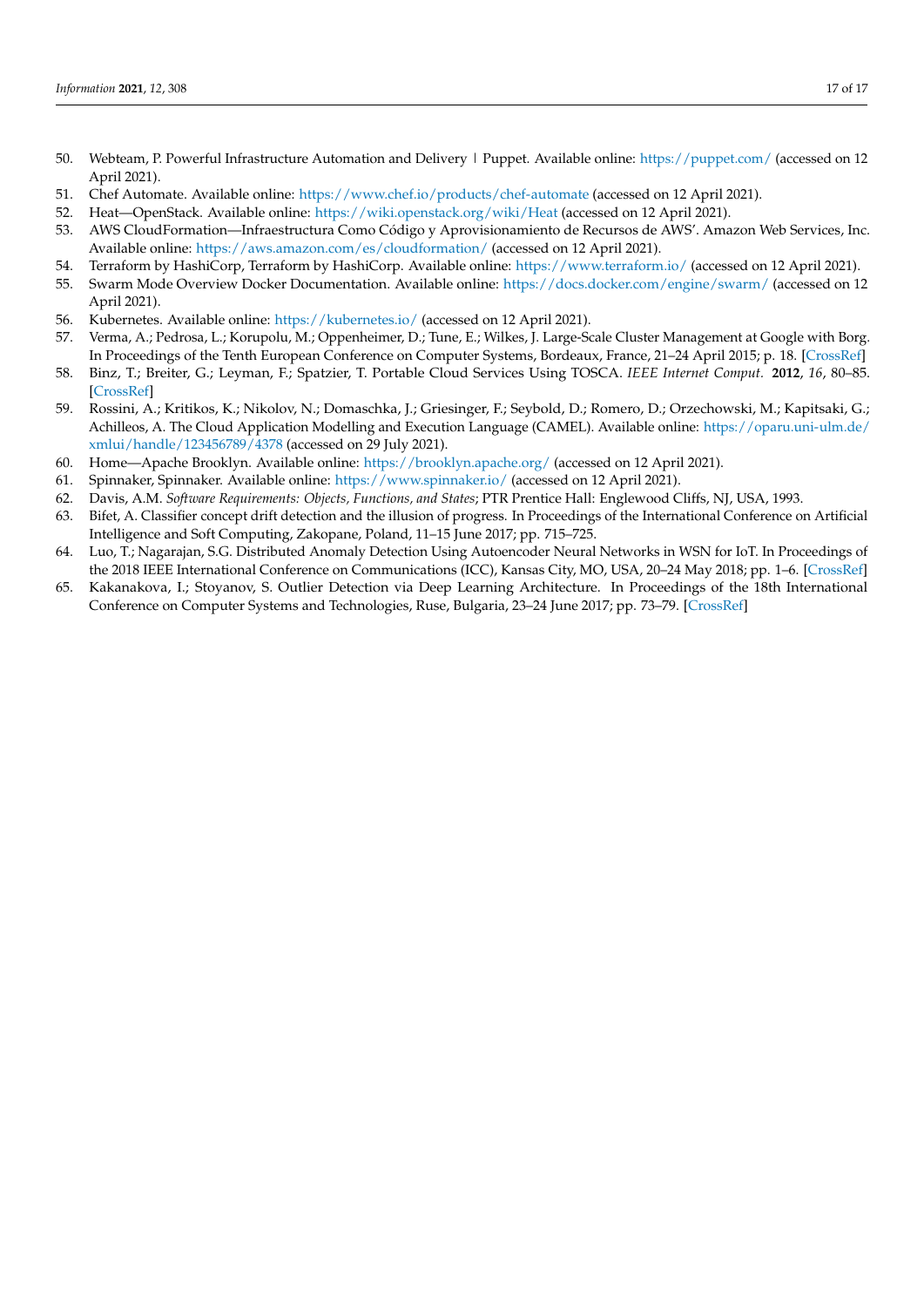50. Webteam, P. Powerful Infrastructure Automation and Delivery | Puppet. Available online: https://puppet.com/ (accessed on 12 April 2021).
51. Chef Automate. Available online: https://www.chef.io/products/chef-automate (accessed on 12 April 2021).
52. Heat—OpenStack. Available online: https://wiki.openstack.org/wiki/Heat (accessed on 12 April 2021).
53. AWS CloudFormation—Infraestructura Como Código y Aprovisionamiento de Recursos de AWS'. Amazon Web Services, Inc. Available online: https://aws.amazon.com/es/cloudformation/ (accessed on 12 April 2021).
54. Terraform by HashiCorp, Terraform by HashiCorp. Available online: https://www.terraform.io/ (accessed on 12 April 2021).
55. Swarm Mode Overview Docker Documentation. Available online: https://docs.docker.com/engine/swarm/ (accessed on 12 April 2021).
56. Kubernetes. Available online: https://kubernetes.io/ (accessed on 12 April 2021).
57. Verma, A.; Pedrosa, L.; Korupolu, M.; Oppenheimer, D.; Tune, E.; Wilkes, J. Large-Scale Cluster Management at Google with Borg. In Proceedings of the Tenth European Conference on Computer Systems, Bordeaux, France, 21–24 April 2015; p. 18. [CrossRef]
58. Binz, T.; Breiter, G.; Leyman, F.; Spatzier, T. Portable Cloud Services Using TOSCA. *IEEE Internet Comput.* **2012**, *16*, 80–85. [CrossRef]
59. Rossini, A.; Kritikos, K.; Nikolov, N.; Domaschka, J.; Griesinger, F.; Seybold, D.; Romero, D.; Orzechowski, M.; Kapitsaki, G.; Achilleos, A. The Cloud Application Modelling and Execution Language (CAMEL). Available online: https://oparu.uni-ulm.de/xmlui/handle/123456789/4378 (accessed on 29 July 2021).
60. Home—Apache Brooklyn. Available online: https://brooklyn.apache.org/ (accessed on 12 April 2021).
61. Spinnaker, Spinnaker. Available online: https://www.spinnaker.io/ (accessed on 12 April 2021).
62. Davis, A.M. *Software Requirements: Objects, Functions, and States*; PTR Prentice Hall: Englewood Cliffs, NJ, USA, 1993.
63. Bifet, A. Classifier concept drift detection and the illusion of progress. In Proceedings of the International Conference on Artificial Intelligence and Soft Computing, Zakopane, Poland, 11–15 June 2017; pp. 715–725.
64. Luo, T.; Nagarajan, S.G. Distributed Anomaly Detection Using Autoencoder Neural Networks in WSN for IoT. In Proceedings of the 2018 IEEE International Conference on Communications (ICC), Kansas City, MO, USA, 20–24 May 2018; pp. 1–6. [CrossRef]
65. Kakanakova, I.; Stoyanov, S. Outlier Detection via Deep Learning Architecture. In Proceedings of the 18th International Conference on Computer Systems and Technologies, Ruse, Bulgaria, 23–24 June 2017; pp. 73–79. [CrossRef]